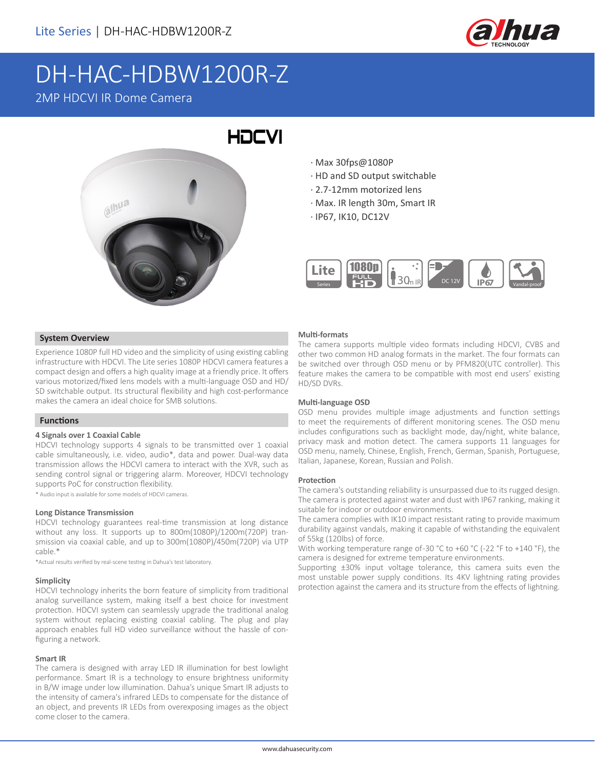# DH-HAC-HDBW1200R-Z

2MP HDCVI IR Dome Camera

HDCVI

- · Max 30fps@1080P
- · HD and SD output switchable
- · 2.7-12mm motorized lens
- · Max. IR length 30m, Smart IR
- · IP67, IK10, DC12V

Lite Series | 1080p FULL HD | 30m IR | DC 12V | IP67 | Vandal-proof

## System Overview

Experience 1080P full HD video and the simplicity of using existing cabling infrastructure with HDCVI. The Lite series 1080P HDCVI camera features a compact design and offers a high quality image at a friendly price. It offers various motorized/fixed lens models with a multi-language OSD and HD/SD switchable output. Its structural flexibility and high cost-performance makes the camera an ideal choice for SMB solutions.

## Functions

### 4 Signals over 1 Coaxial Cable

HDCVI technology supports 4 signals to be transmitted over 1 coaxial cable simultaneously, i.e. video, audio*, data and power. Dual-way data transmission allows the HDCVI camera to interact with the XVR, such as sending control signal or triggering alarm. Moreover, HDCVI technology supports PoC for construction flexibility.

* Audio input is available for some models of HDCVI cameras.

### Long Distance Transmission

HDCVI technology guarantees real-time transmission at long distance without any loss. It supports up to 800m(1080P)/1200m(720P) transmission via coaxial cable, and up to 300m(1080P)/450m(720P) via UTP cable.*

*Actual results verified by real-scene testing in Dahua's test laboratory.

### Simplicity

HDCVI technology inherits the born feature of simplicity from traditional analog surveillance system, making itself a best choice for investment protection. HDCVI system can seamlessly upgrade the traditional analog system without replacing existing coaxial cabling. The plug and play approach enables full HD video surveillance without the hassle of configuring a network.

### Smart IR

The camera is designed with array LED IR illumination for best lowlight performance. Smart IR is a technology to ensure brightness uniformity in B/W image under low illumination. Dahua's unique Smart IR adjusts to the intensity of camera's infrared LEDs to compensate for the distance of an object, and prevents IR LEDs from overexposing images as the object come closer to the camera.

### Multi-formats

The camera supports multiple video formats including HDCVI, CVBS and other two common HD analog formats in the market. The four formats can be switched over through OSD menu or by PFM820(UTC controller). This feature makes the camera to be compatible with most end users' existing HD/SD DVRs.

### Multi-language OSD

OSD menu provides multiple image adjustments and function settings to meet the requirements of different monitoring scenes. The OSD menu includes configurations such as backlight mode, day/night, white balance, privacy mask and motion detect. The camera supports 11 languages for OSD menu, namely, Chinese, English, French, German, Spanish, Portuguese, Italian, Japanese, Korean, Russian and Polish.

### Protection

The camera's outstanding reliability is unsurpassed due to its rugged design. The camera is protected against water and dust with IP67 ranking, making it suitable for indoor or outdoor environments.

The camera complies with IK10 impact resistant rating to provide maximum durability against vandals, making it capable of withstanding the equivalent of 55kg (120lbs) of force.

With working temperature range of-30 °C to +60 °C (-22 °F to +140 °F), the camera is designed for extreme temperature environments.

Supporting ±30% input voltage tolerance, this camera suits even the most unstable power supply conditions. Its 4KV lightning rating provides protection against the camera and its structure from the effects of lightning.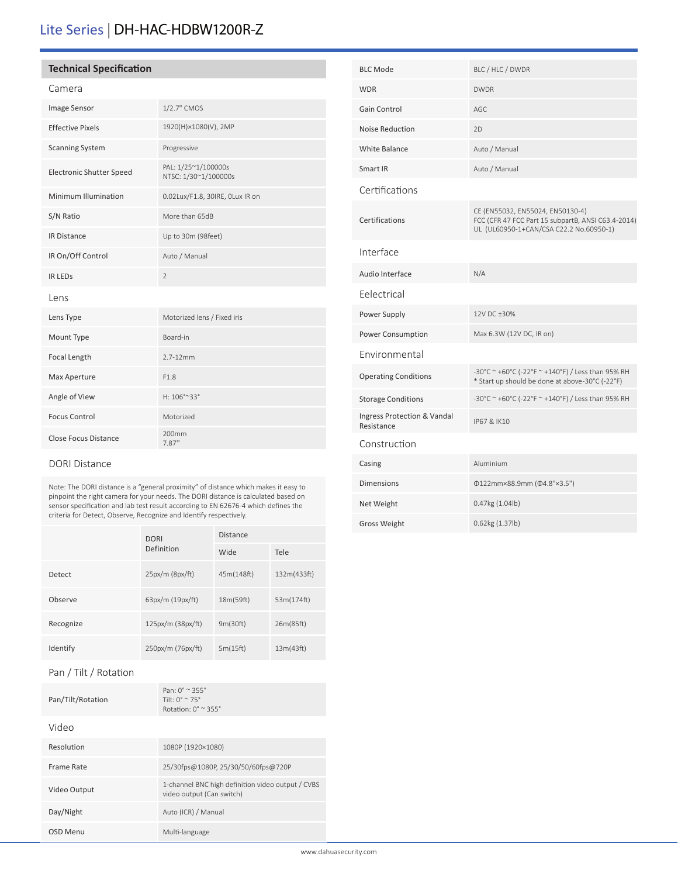# Lite Series | DH-HAC-HDBW1200R-Z

## Technical Specification

### Camera

| | |
|---|---|
| Image Sensor | 1/2.7" CMOS |
| Effective Pixels | 1920(H)×1080(V), 2MP |
| Scanning System | Progressive |
| Electronic Shutter Speed | PAL: 1/25~1/100000s<br>NTSC: 1/30~1/100000s |
| Minimum Illumination | 0.02Lux/F1.8, 30IRE, 0Lux IR on |
| S/N Ratio | More than 65dB |
| IR Distance | Up to 30m (98feet) |
| IR On/Off Control | Auto / Manual |
| IR LEDs | 2 |

### Lens

| | |
|---|---|
| Lens Type | Motorized lens / Fixed iris |
| Mount Type | Board-in |
| Focal Length | 2.7-12mm |
| Max Aperture | F1.8 |
| Angle of View | H: 106°~33° |
| Focus Control | Motorized |
| Close Focus Distance | 200mm<br>7.87'' |

### DORI Distance

Note: The DORI distance is a "general proximity" of distance which makes it easy to pinpoint the right camera for your needs. The DORI distance is calculated based on sensor specification and lab test result according to EN 62676-4 which defines the criteria for Detect, Observe, Recognize and Identify respectively.

| | DORI Definition | Distance | |
|---|---|---|---|
| | | Wide | Tele |
| Detect | 25px/m (8px/ft) | 45m(148ft) | 132m(433ft) |
| Observe | 63px/m (19px/ft) | 18m(59ft) | 53m(174ft) |
| Recognize | 125px/m (38px/ft) | 9m(30ft) | 26m(85ft) |
| Identify | 250px/m (76px/ft) | 5m(15ft) | 13m(43ft) |

### Pan / Tilt / Rotation

| | |
|---|---|
| Pan/Tilt/Rotation | Pan: 0° ~ 355°<br>Tilt: 0° ~ 75°<br>Rotation: 0° ~ 355° |

### Video

| | |
|---|---|
| Resolution | 1080P (1920×1080) |
| Frame Rate | 25/30fps@1080P, 25/30/50/60fps@720P |
| Video Output | 1-channel BNC high definition video output / CVBS video output (Can switch) |
| Day/Night | Auto (ICR) / Manual |
| OSD Menu | Multi-language |
| BLC Mode | BLC / HLC / DWDR |
| WDR | DWDR |
| Gain Control | AGC |
| Noise Reduction | 2D |
| White Balance | Auto / Manual |
| Smart IR | Auto / Manual |

### Certifications

| | |
|---|---|
| Certifications | CE (EN55032, EN55024, EN50130-4)<br>FCC (CFR 47 FCC Part 15 subpartB, ANSI C63.4-2014)<br>UL (UL60950-1+CAN/CSA C22.2 No.60950-1) |

### Interface

| | |
|---|---|
| Audio Interface | N/A |

### Eelectrical

| | |
|---|---|
| Power Supply | 12V DC ±30% |
| Power Consumption | Max 6.3W (12V DC, IR on) |

### Environmental

| | |
|---|---|
| Operating Conditions | -30°C ~ +60°C (-22°F ~ +140°F) / Less than 95% RH<br>* Start up should be done at above-30°C (-22°F) |
| Storage Conditions | -30°C ~ +60°C (-22°F ~ +140°F) / Less than 95% RH |
| Ingress Protection & Vandal Resistance | IP67 & IK10 |

### Construction

| | |
|---|---|
| Casing | Aluminium |
| Dimensions | Φ122mm×88.9mm (Φ4.8"×3.5") |
| Net Weight | 0.47kg (1.04lb) |
| Gross Weight | 0.62kg (1.37lb) |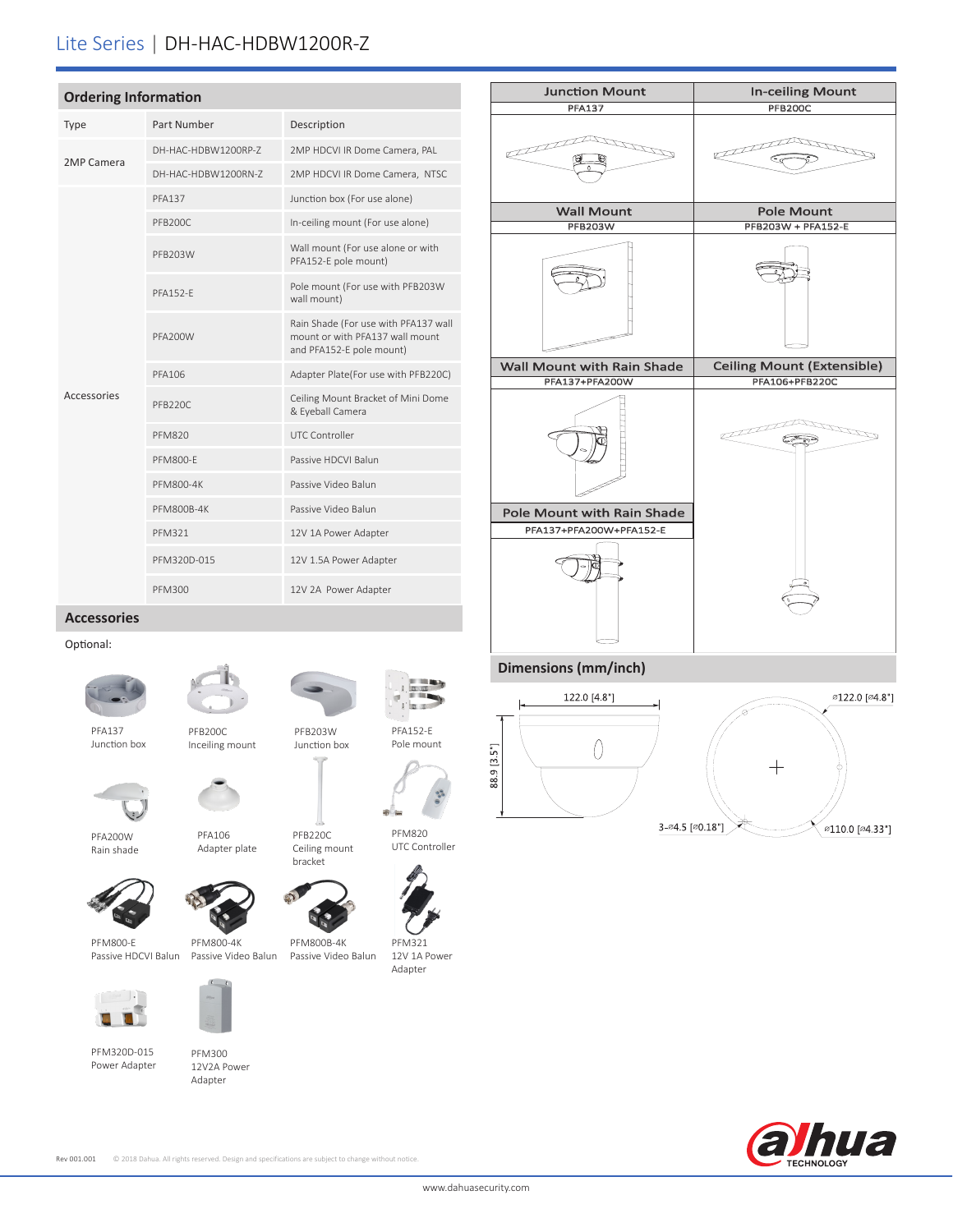# Lite Series | DH-HAC-HDBW1200R-Z

## Ordering Information

| Type | Part Number | Description |
|---|---|---|
| 2MP Camera | DH-HAC-HDBW1200RP-Z | 2MP HDCVI IR Dome Camera, PAL |
| | DH-HAC-HDBW1200RN-Z | 2MP HDCVI IR Dome Camera, NTSC |
| Accessories | PFA137 | Junction box (For use alone) |
| | PFB200C | In-ceiling mount (For use alone) |
| | PFB203W | Wall mount (For use alone or with PFA152-E pole mount) |
| | PFA152-E | Pole mount (For use with PFB203W wall mount) |
| | PFA200W | Rain Shade (For use with PFA137 wall mount or with PFA137 wall mount and PFA152-E pole mount) |
| | PFA106 | Adapter Plate(For use with PFB220C) |
| | PFB220C | Ceiling Mount Bracket of Mini Dome & Eyeball Camera |
| | PFM820 | UTC Controller |
| | PFM800-E | Passive HDCVI Balun |
| | PFM800-4K | Passive Video Balun |
| | PFM800B-4K | Passive Video Balun |
| | PFM321 | 12V 1A Power Adapter |
| | PFM320D-015 | 12V 1.5A Power Adapter |
| | PFM300 | 12V 2A Power Adapter |

## Accessories

Optional:

PFA137
Junction box

PFB200C
Inceiling mount

PFB203W
Junction box

PFA152-E
Pole mount

PFA200W
Rain shade

PFA106
Adapter plate

PFB220C
Ceiling mount bracket

PFM820
UTC Controller

PFM800-E
Passive HDCVI Balun

PFM800-4K
Passive Video Balun

PFM800B-4K
Passive Video Balun

PFM321
12V 1A Power Adapter

PFM320D-015
Power Adapter

PFM300
12V2A Power Adapter

| Junction Mount | In-ceiling Mount |
|---|---|
| PFA137 | PFB200C |
| **Wall Mount** | **Pole Mount** |
| PFB203W | PFB203W + PFA152-E |
| **Wall Mount with Rain Shade** | **Ceiling Mount (Extensible)** |
| PFA137+PFA200W | PFA106+PFB220C |
| **Pole Mount with Rain Shade** | |
| PFA137+PFA200W+PFA152-E | |

## Dimensions (mm/inch)

122.0 [4.8"]

88.9 [3.5"]

⌀122.0 [⌀4.8"]

3-⌀4.5 [⌀0.18"]

⌀110.0 [⌀4.33"]

Rev 001.001 © 2018 Dahua. All rights reserved. Design and specifications are subject to change without notice.

www.dahuasecurity.com